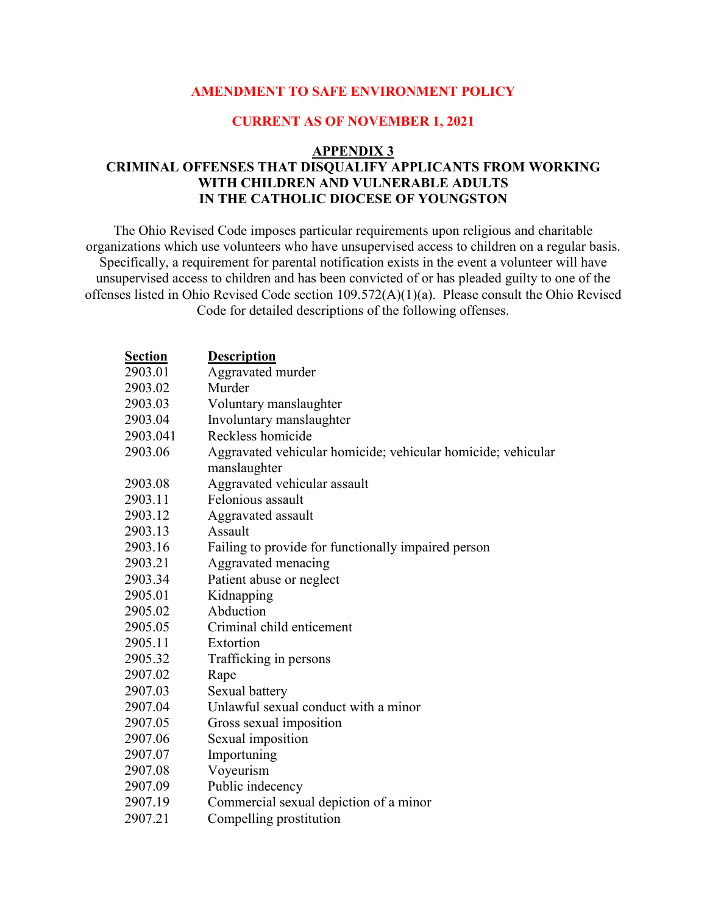**AMENDMENT TO SAFE ENVIRONMENT POLICY**

**CURRENT AS OF NOVEMBER 1, 2021**

## APPENDIX 3

## CRIMINAL OFFENSES THAT DISQUALIFY APPLICANTS FROM WORKING WITH CHILDREN AND VULNERABLE ADULTS IN THE CATHOLIC DIOCESE OF YOUNGSTON

The Ohio Revised Code imposes particular requirements upon religious and charitable organizations which use volunteers who have unsupervised access to children on a regular basis. Specifically, a requirement for parental notification exists in the event a volunteer will have unsupervised access to children and has been convicted of or has pleaded guilty to one of the offenses listed in Ohio Revised Code section 109.572(A)(1)(a). Please consult the Ohio Revised Code for detailed descriptions of the following offenses.

| Section | Description |
|---|---|
| 2903.01 | Aggravated murder |
| 2903.02 | Murder |
| 2903.03 | Voluntary manslaughter |
| 2903.04 | Involuntary manslaughter |
| 2903.041 | Reckless homicide |
| 2903.06 | Aggravated vehicular homicide; vehicular homicide; vehicular manslaughter |
| 2903.08 | Aggravated vehicular assault |
| 2903.11 | Felonious assault |
| 2903.12 | Aggravated assault |
| 2903.13 | Assault |
| 2903.16 | Failing to provide for functionally impaired person |
| 2903.21 | Aggravated menacing |
| 2903.34 | Patient abuse or neglect |
| 2905.01 | Kidnapping |
| 2905.02 | Abduction |
| 2905.05 | Criminal child enticement |
| 2905.11 | Extortion |
| 2905.32 | Trafficking in persons |
| 2907.02 | Rape |
| 2907.03 | Sexual battery |
| 2907.04 | Unlawful sexual conduct with a minor |
| 2907.05 | Gross sexual imposition |
| 2907.06 | Sexual imposition |
| 2907.07 | Importuning |
| 2907.08 | Voyeurism |
| 2907.09 | Public indecency |
| 2907.19 | Commercial sexual depiction of a minor |
| 2907.21 | Compelling prostitution |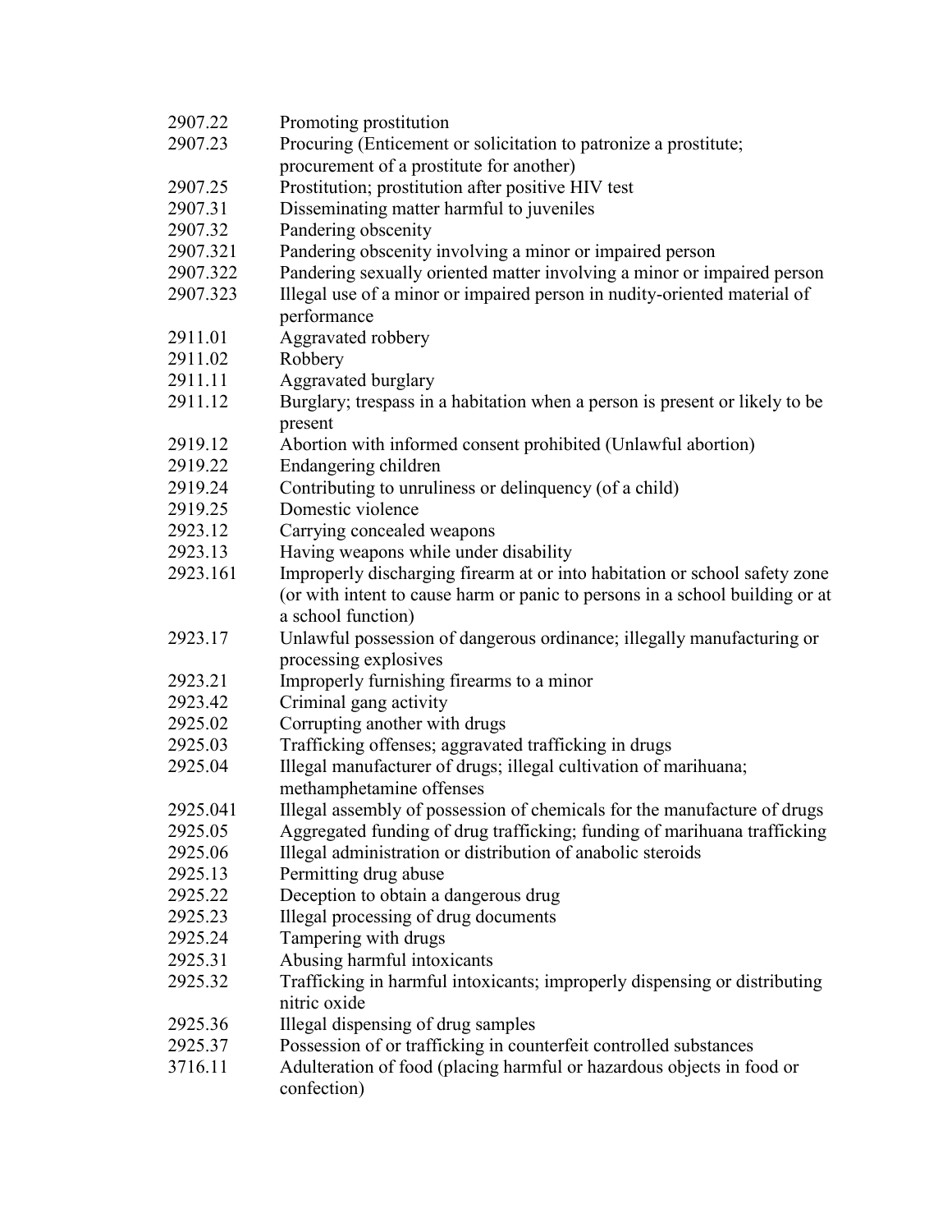| | |
|---|---|
| 2907.22 | Promoting prostitution |
| 2907.23 | Procuring (Enticement or solicitation to patronize a prostitute; procurement of a prostitute for another) |
| 2907.25 | Prostitution; prostitution after positive HIV test |
| 2907.31 | Disseminating matter harmful to juveniles |
| 2907.32 | Pandering obscenity |
| 2907.321 | Pandering obscenity involving a minor or impaired person |
| 2907.322 | Pandering sexually oriented matter involving a minor or impaired person |
| 2907.323 | Illegal use of a minor or impaired person in nudity-oriented material of performance |
| 2911.01 | Aggravated robbery |
| 2911.02 | Robbery |
| 2911.11 | Aggravated burglary |
| 2911.12 | Burglary; trespass in a habitation when a person is present or likely to be present |
| 2919.12 | Abortion with informed consent prohibited (Unlawful abortion) |
| 2919.22 | Endangering children |
| 2919.24 | Contributing to unruliness or delinquency (of a child) |
| 2919.25 | Domestic violence |
| 2923.12 | Carrying concealed weapons |
| 2923.13 | Having weapons while under disability |
| 2923.161 | Improperly discharging firearm at or into habitation or school safety zone (or with intent to cause harm or panic to persons in a school building or at a school function) |
| 2923.17 | Unlawful possession of dangerous ordinance; illegally manufacturing or processing explosives |
| 2923.21 | Improperly furnishing firearms to a minor |
| 2923.42 | Criminal gang activity |
| 2925.02 | Corrupting another with drugs |
| 2925.03 | Trafficking offenses; aggravated trafficking in drugs |
| 2925.04 | Illegal manufacturer of drugs; illegal cultivation of marihuana; methamphetamine offenses |
| 2925.041 | Illegal assembly of possession of chemicals for the manufacture of drugs |
| 2925.05 | Aggregated funding of drug trafficking; funding of marihuana trafficking |
| 2925.06 | Illegal administration or distribution of anabolic steroids |
| 2925.13 | Permitting drug abuse |
| 2925.22 | Deception to obtain a dangerous drug |
| 2925.23 | Illegal processing of drug documents |
| 2925.24 | Tampering with drugs |
| 2925.31 | Abusing harmful intoxicants |
| 2925.32 | Trafficking in harmful intoxicants; improperly dispensing or distributing nitric oxide |
| 2925.36 | Illegal dispensing of drug samples |
| 2925.37 | Possession of or trafficking in counterfeit controlled substances |
| 3716.11 | Adulteration of food (placing harmful or hazardous objects in food or confection) |